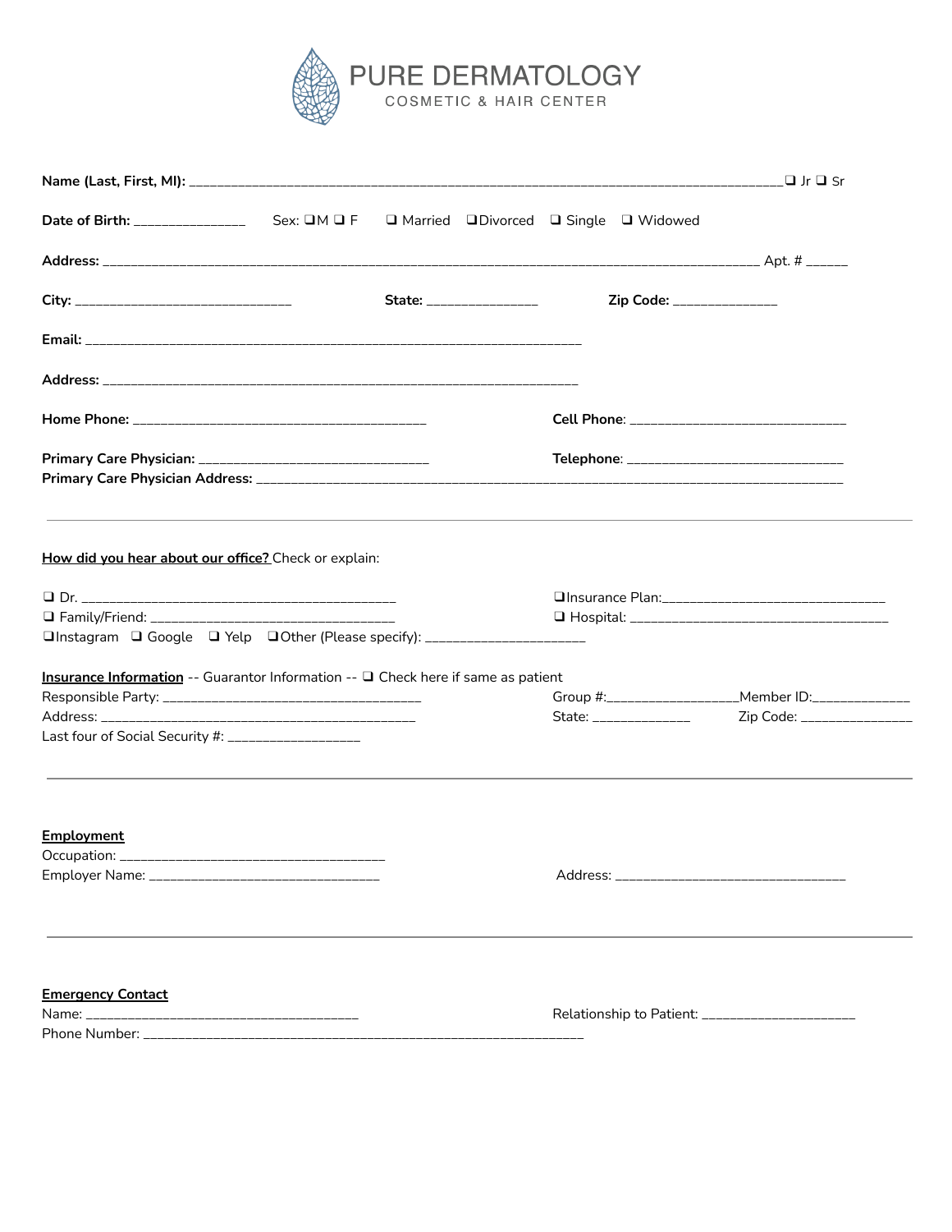# PURE DERMATOLOGY

COSMETIC & HAIR CENTER

**Name (Last, First, MI):** ______________________________________________________________________________ ❑ Jr ❑ Sr

**Date of Birth:** _______________ Sex: ❑M ❑ F ❑ Married ❑Divorced ❑ Single ❑ Widowed

**Address:** ________________________________________________________________________________________ Apt. # ______

**City:** ______________________________ **State:** _______________ **Zip Code:** _______________

**Email:** ______________________________________________________________________

**Address:** ______________________________________________________________________

**Home Phone:** ________________________________________ **Cell Phone**: ______________________________

**Primary Care Physician:** ________________________________ **Telephone**: ______________________________

**Primary Care Physician Address:** ________________________________________________________________________________

---

**How did you hear about our office?** Check or explain:

❑ Dr. _____________________________________________ ❑Insurance Plan:______________________________

❑ Family/Friend: ___________________________________ ❑ Hospital: ___________________________________

❑Instagram ❑ Google ❑ Yelp ❑Other (Please specify): _______________________

**Insurance Information** -- Guarantor Information -- ❑ Check here if same as patient

Responsible Party: ____________________________________ Group #:__________________Member ID:______________

Address: _____________________________________________ State: ______________ Zip Code: ________________

Last four of Social Security #: ___________________

---

**Employment**

Occupation: ____________________________________

Employer Name: ________________________________ Address: _________________________________

---

**Emergency Contact**

Name: ______________________________________ Relationship to Patient: ______________________

Phone Number: ______________________________________________________________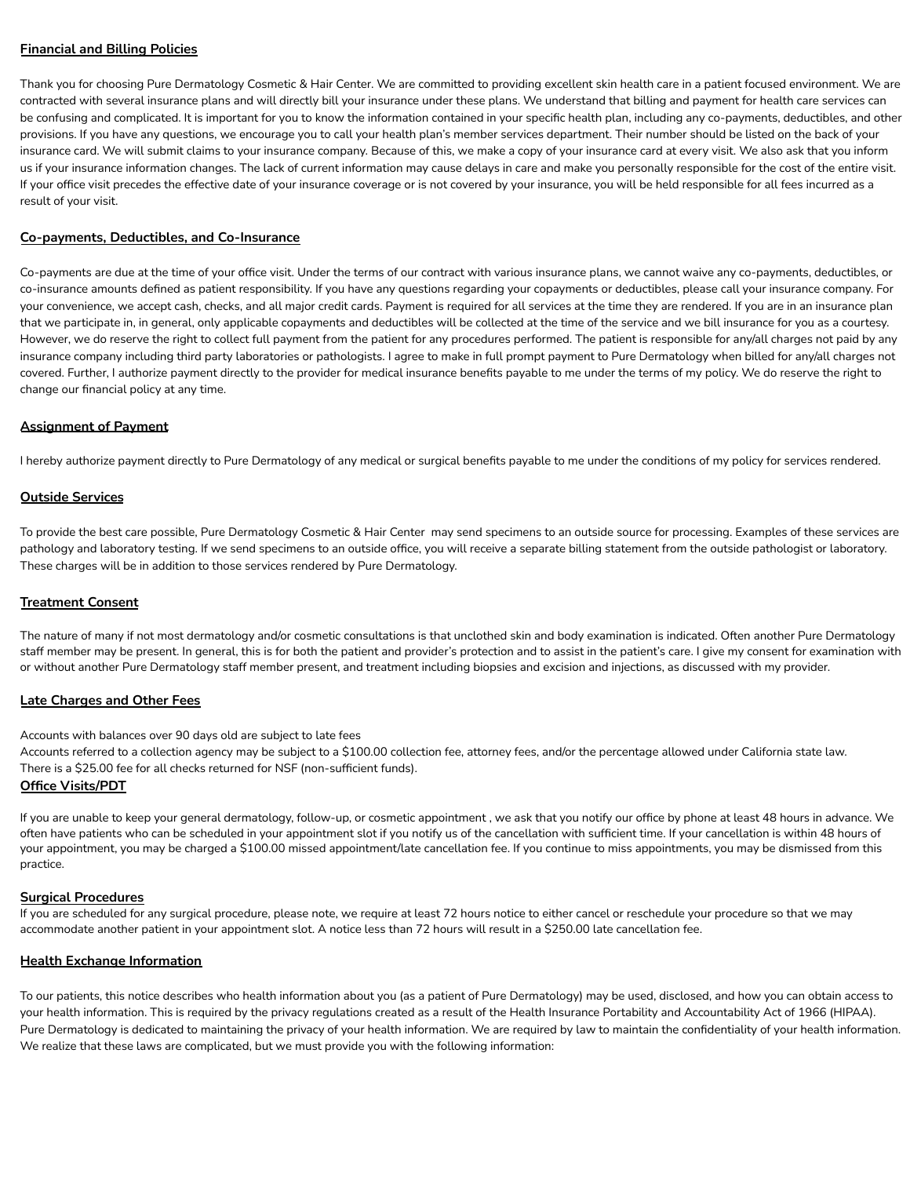## Financial and Billing Policies

Thank you for choosing Pure Dermatology Cosmetic & Hair Center. We are committed to providing excellent skin health care in a patient focused environment. We are contracted with several insurance plans and will directly bill your insurance under these plans. We understand that billing and payment for health care services can be confusing and complicated. It is important for you to know the information contained in your specific health plan, including any co-payments, deductibles, and other provisions. If you have any questions, we encourage you to call your health plan's member services department. Their number should be listed on the back of your insurance card. We will submit claims to your insurance company. Because of this, we make a copy of your insurance card at every visit. We also ask that you inform us if your insurance information changes. The lack of current information may cause delays in care and make you personally responsible for the cost of the entire visit. If your office visit precedes the effective date of your insurance coverage or is not covered by your insurance, you will be held responsible for all fees incurred as a result of your visit.

## Co-payments, Deductibles, and Co-Insurance

Co-payments are due at the time of your office visit. Under the terms of our contract with various insurance plans, we cannot waive any co-payments, deductibles, or co-insurance amounts defined as patient responsibility. If you have any questions regarding your copayments or deductibles, please call your insurance company. For your convenience, we accept cash, checks, and all major credit cards. Payment is required for all services at the time they are rendered. If you are in an insurance plan that we participate in, in general, only applicable copayments and deductibles will be collected at the time of the service and we bill insurance for you as a courtesy. However, we do reserve the right to collect full payment from the patient for any procedures performed. The patient is responsible for any/all charges not paid by any insurance company including third party laboratories or pathologists. I agree to make in full prompt payment to Pure Dermatology when billed for any/all charges not covered. Further, I authorize payment directly to the provider for medical insurance benefits payable to me under the terms of my policy. We do reserve the right to change our financial policy at any time.

## Assignment of Payment

I hereby authorize payment directly to Pure Dermatology of any medical or surgical benefits payable to me under the conditions of my policy for services rendered.

## Outside Services

To provide the best care possible, Pure Dermatology Cosmetic & Hair Center may send specimens to an outside source for processing. Examples of these services are pathology and laboratory testing. If we send specimens to an outside office, you will receive a separate billing statement from the outside pathologist or laboratory. These charges will be in addition to those services rendered by Pure Dermatology.

## Treatment Consent

The nature of many if not most dermatology and/or cosmetic consultations is that unclothed skin and body examination is indicated. Often another Pure Dermatology staff member may be present. In general, this is for both the patient and provider's protection and to assist in the patient's care. I give my consent for examination with or without another Pure Dermatology staff member present, and treatment including biopsies and excision and injections, as discussed with my provider.

## Late Charges and Other Fees

Accounts with balances over 90 days old are subject to late fees
Accounts referred to a collection agency may be subject to a $100.00 collection fee, attorney fees, and/or the percentage allowed under California state law.
There is a $25.00 fee for all checks returned for NSF (non-sufficient funds).

## Office Visits/PDT

If you are unable to keep your general dermatology, follow-up, or cosmetic appointment , we ask that you notify our office by phone at least 48 hours in advance. We often have patients who can be scheduled in your appointment slot if you notify us of the cancellation with sufficient time. If your cancellation is within 48 hours of your appointment, you may be charged a $100.00 missed appointment/late cancellation fee. If you continue to miss appointments, you may be dismissed from this practice.

## Surgical Procedures

If you are scheduled for any surgical procedure, please note, we require at least 72 hours notice to either cancel or reschedule your procedure so that we may accommodate another patient in your appointment slot. A notice less than 72 hours will result in a $250.00 late cancellation fee.

## Health Exchange Information

To our patients, this notice describes who health information about you (as a patient of Pure Dermatology) may be used, disclosed, and how you can obtain access to your health information. This is required by the privacy regulations created as a result of the Health Insurance Portability and Accountability Act of 1966 (HIPAA). Pure Dermatology is dedicated to maintaining the privacy of your health information. We are required by law to maintain the confidentiality of your health information. We realize that these laws are complicated, but we must provide you with the following information: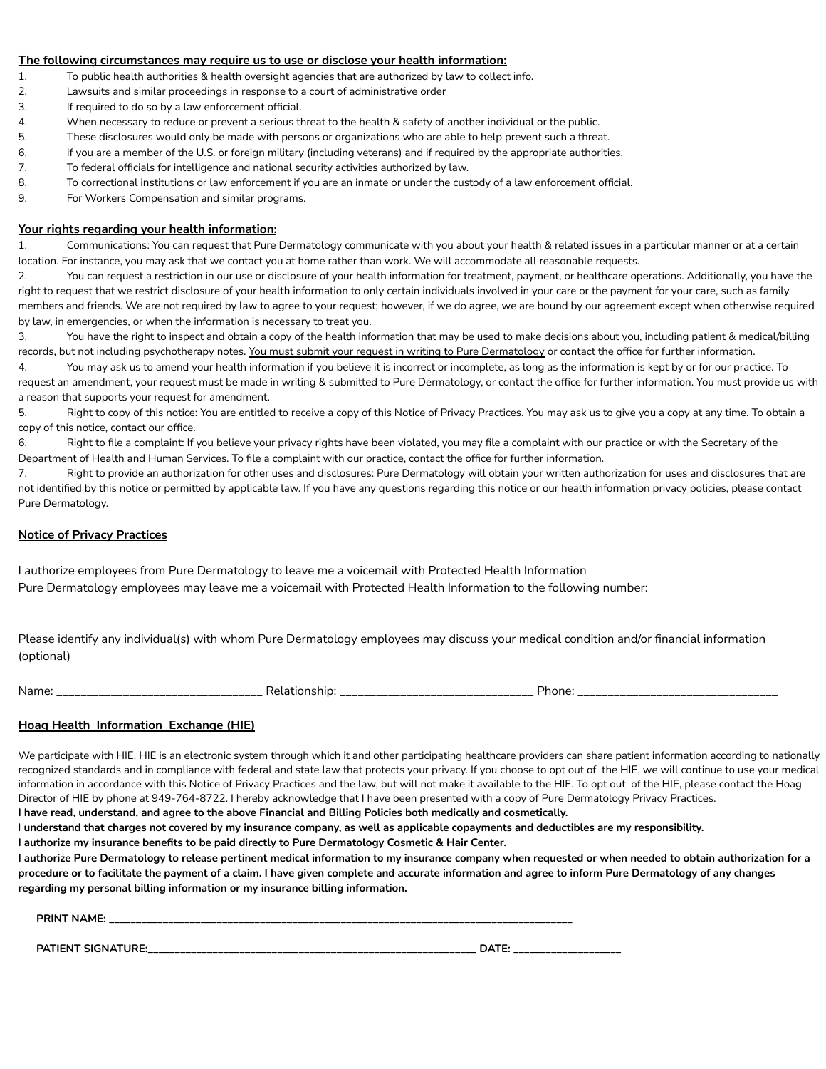**<u>The following circumstances may require us to use or disclose your health information:</u>**

1. To public health authorities & health oversight agencies that are authorized by law to collect info.
2. Lawsuits and similar proceedings in response to a court of administrative order
3. If required to do so by a law enforcement official.
4. When necessary to reduce or prevent a serious threat to the health & safety of another individual or the public.
5. These disclosures would only be made with persons or organizations who are able to help prevent such a threat.
6. If you are a member of the U.S. or foreign military (including veterans) and if required by the appropriate authorities.
7. To federal officials for intelligence and national security activities authorized by law.
8. To correctional institutions or law enforcement if you are an inmate or under the custody of a law enforcement official.
9. For Workers Compensation and similar programs.

**<u>Your rights regarding your health information:</u>**

1. Communications: You can request that Pure Dermatology communicate with you about your health & related issues in a particular manner or at a certain location. For instance, you may ask that we contact you at home rather than work. We will accommodate all reasonable requests.
2. You can request a restriction in our use or disclosure of your health information for treatment, payment, or healthcare operations. Additionally, you have the right to request that we restrict disclosure of your health information to only certain individuals involved in your care or the payment for your care, such as family members and friends. We are not required by law to agree to your request; however, if we do agree, we are bound by our agreement except when otherwise required by law, in emergencies, or when the information is necessary to treat you.
3. You have the right to inspect and obtain a copy of the health information that may be used to make decisions about you, including patient & medical/billing records, but not including psychotherapy notes. <u>You must submit your request in writing to Pure Dermatology</u> or contact the office for further information.
4. You may ask us to amend your health information if you believe it is incorrect or incomplete, as long as the information is kept by or for our practice. To request an amendment, your request must be made in writing & submitted to Pure Dermatology, or contact the office for further information. You must provide us with a reason that supports your request for amendment.
5. Right to copy of this notice: You are entitled to receive a copy of this Notice of Privacy Practices. You may ask us to give you a copy at any time. To obtain a copy of this notice, contact our office.
6. Right to file a complaint: If you believe your privacy rights have been violated, you may file a complaint with our practice or with the Secretary of the Department of Health and Human Services. To file a complaint with our practice, contact the office for further information.
7. Right to provide an authorization for other uses and disclosures: Pure Dermatology will obtain your written authorization for uses and disclosures that are not identified by this notice or permitted by applicable law. If you have any questions regarding this notice or our health information privacy policies, please contact Pure Dermatology.

**<u>Notice of Privacy Practices</u>**

I authorize employees from Pure Dermatology to leave me a voicemail with Protected Health Information
Pure Dermatology employees may leave me a voicemail with Protected Health Information to the following number:
______________________________

Please identify any individual(s) with whom Pure Dermatology employees may discuss your medical condition and/or financial information (optional)

Name: _________________________________ Relationship: _______________________________ Phone: _________________________________

**<u>Hoag Health Information Exchange (HIE)</u>**

We participate with HIE. HIE is an electronic system through which it and other participating healthcare providers can share patient information according to nationally recognized standards and in compliance with federal and state law that protects your privacy. If you choose to opt out of the HIE, we will continue to use your medical information in accordance with this Notice of Privacy Practices and the law, but will not make it available to the HIE. To opt out of the HIE, please contact the Hoag Director of HIE by phone at 949-764-8722. I hereby acknowledge that I have been presented with a copy of Pure Dermatology Privacy Practices.

**I have read, understand, and agree to the above Financial and Billing Policies both medically and cosmetically.**

**I understand that charges not covered by my insurance company, as well as applicable copayments and deductibles are my responsibility.**

**I authorize my insurance benefits to be paid directly to Pure Dermatology Cosmetic & Hair Center.**

**I authorize Pure Dermatology to release pertinent medical information to my insurance company when requested or when needed to obtain authorization for a procedure or to facilitate the payment of a claim. I have given complete and accurate information and agree to inform Pure Dermatology of any changes regarding my personal billing information or my insurance billing information.**

**PRINT NAME:** ________________________________________________________________________________________

**PATIENT SIGNATURE:**____________________________________________________________ **DATE:** ___________________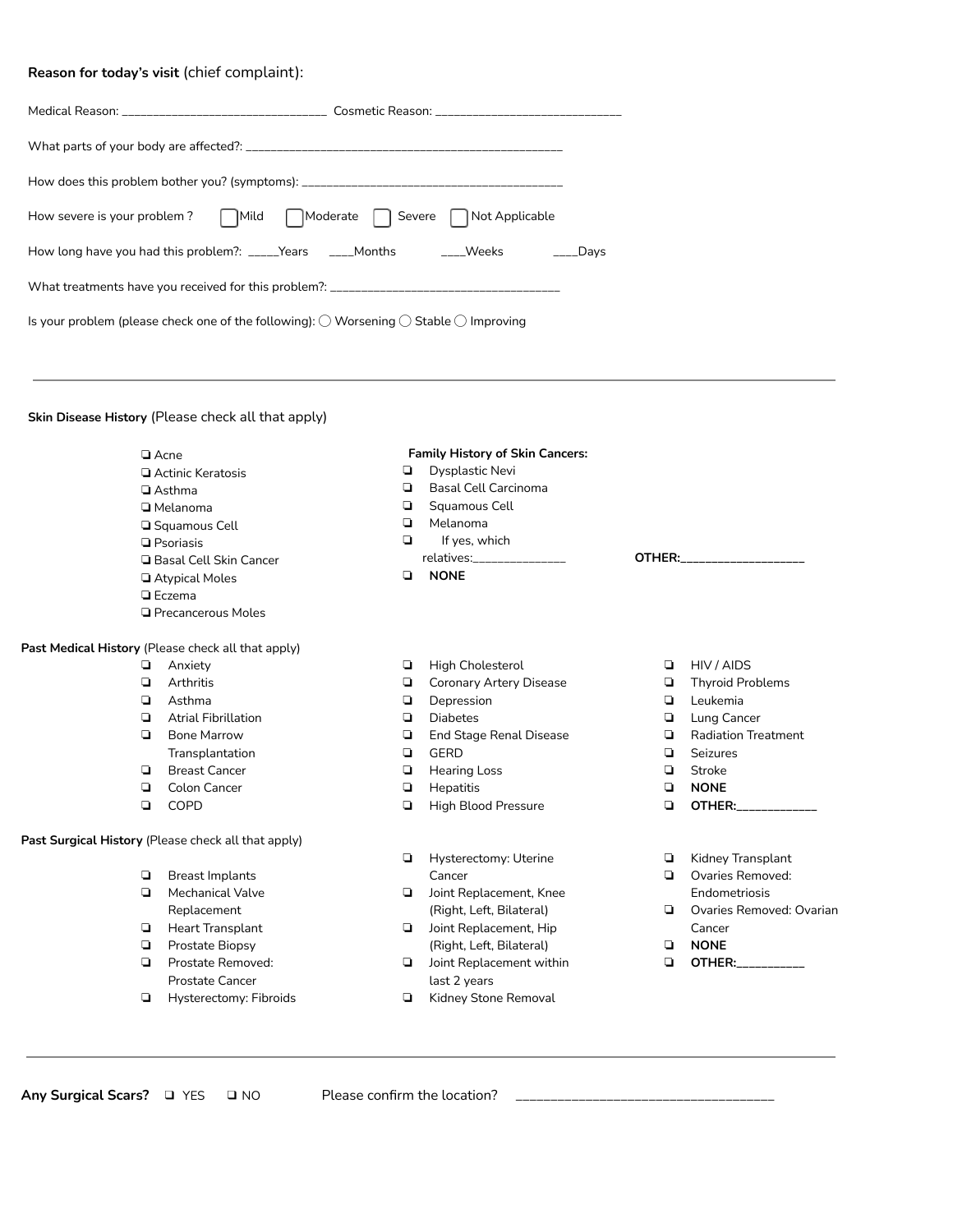**Reason for today's visit** (chief complaint):

Medical Reason: _______________________________ Cosmetic Reason: _____________________________

What parts of your body are affected?: ___________________________________________________

How does this problem bother you? (symptoms): _________________________________________

How severe is your problem ? ☐ Mild ☐ Moderate ☐ Severe ☐ Not Applicable

How long have you had this problem?: _____Years ____Months ____Weeks ____Days

What treatments have you received for this problem?: ___________________________________

Is your problem (please check one of the following): ◯ Worsening ◯ Stable ◯ Improving

---

**Skin Disease History** (Please check all that apply)

- ❏ Acne
- ❏ Actinic Keratosis
- ❏ Asthma
- ❏ Melanoma
- ❏ Squamous Cell
- ❏ Psoriasis
- ❏ Basal Cell Skin Cancer
- ❏ Atypical Moles
- ❏ Eczema
- ❏ Precancerous Moles

**Family History of Skin Cancers:**

- ❏ Dysplastic Nevi
- ❏ Basal Cell Carcinoma
- ❏ Squamous Cell
- ❏ Melanoma
- ❏ If yes, which relatives:______________
- ❏ **NONE**

**OTHER:**___________________

**Past Medical History** (Please check all that apply)

- ❏ Anxiety
- ❏ Arthritis
- ❏ Asthma
- ❏ Atrial Fibrillation
- ❏ Bone Marrow Transplantation
- ❏ Breast Cancer
- ❏ Colon Cancer
- ❏ COPD
- ❏ High Cholesterol
- ❏ Coronary Artery Disease
- ❏ Depression
- ❏ Diabetes
- ❏ End Stage Renal Disease
- ❏ GERD
- ❏ Hearing Loss
- ❏ Hepatitis
- ❏ High Blood Pressure
- ❏ HIV / AIDS
- ❏ Thyroid Problems
- ❏ Leukemia
- ❏ Lung Cancer
- ❏ Radiation Treatment
- ❏ Seizures
- ❏ Stroke
- ❏ **NONE**
- ❏ **OTHER:**____________

**Past Surgical History** (Please check all that apply)

- ❏ Breast Implants
- ❏ Mechanical Valve Replacement
- ❏ Heart Transplant
- ❏ Prostate Biopsy
- ❏ Prostate Removed: Prostate Cancer
- ❏ Hysterectomy: Fibroids
- ❏ Hysterectomy: Uterine Cancer
- ❏ Joint Replacement, Knee (Right, Left, Bilateral)
- ❏ Joint Replacement, Hip (Right, Left, Bilateral)
- ❏ Joint Replacement within last 2 years
- ❏ Kidney Stone Removal
- ❏ Kidney Transplant
- ❏ Ovaries Removed: Endometriosis
- ❏ Ovaries Removed: Ovarian Cancer
- ❏ **NONE**
- ❏ **OTHER:**__________

---

**Any Surgical Scars?** ❏ YES ❏ NO Please confirm the location? ____________________________________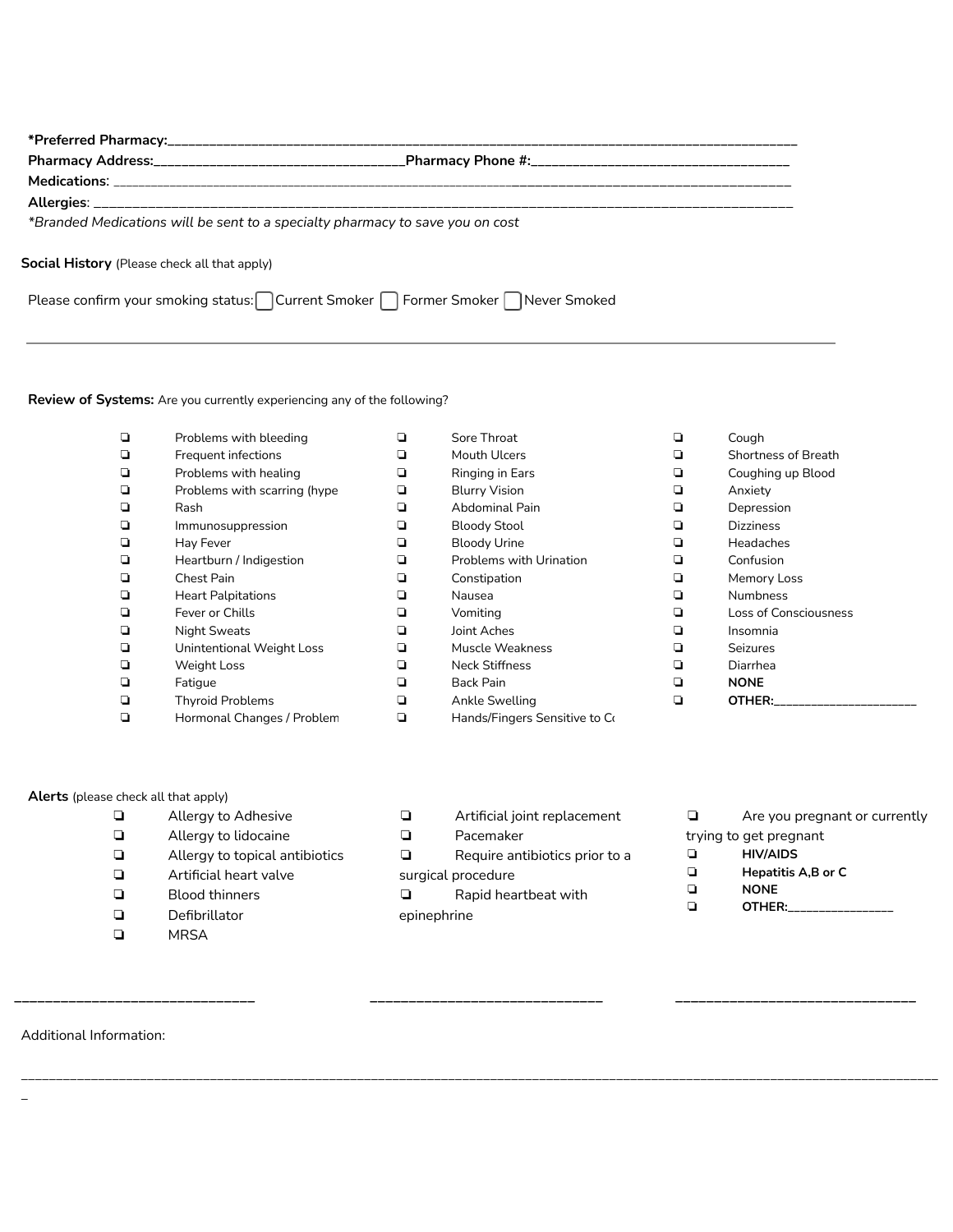**\*Preferred Pharmacy:**_______________________________________________________________________________________

**Pharmacy Address:**_________________________________**Pharmacy Phone #:**___________________________________

**Medications**: ______________________________________________________________________________________________

**Allergies**: ________________________________________________________________________________________________

*\*Branded Medications will be sent to a specialty pharmacy to save you on cost*

**Social History** (Please check all that apply)

Please confirm your smoking status: ☐ Current Smoker ☐ Former Smoker ☐ Never Smoked

---

**Review of Systems:** Are you currently experiencing any of the following?

- ❑ Problems with bleeding
- ❑ Frequent infections
- ❑ Problems with healing
- ❑ Problems with scarring (hype
- ❑ Rash
- ❑ Immunosuppression
- ❑ Hay Fever
- ❑ Heartburn / Indigestion
- ❑ Chest Pain
- ❑ Heart Palpitations
- ❑ Fever or Chills
- ❑ Night Sweats
- ❑ Unintentional Weight Loss
- ❑ Weight Loss
- ❑ Fatigue
- ❑ Thyroid Problems
- ❑ Hormonal Changes / Problem
- ❑ Sore Throat
- ❑ Mouth Ulcers
- ❑ Ringing in Ears
- ❑ Blurry Vision
- ❑ Abdominal Pain
- ❑ Bloody Stool
- ❑ Bloody Urine
- ❑ Problems with Urination
- ❑ Constipation
- ❑ Nausea
- ❑ Vomiting
- ❑ Joint Aches
- ❑ Muscle Weakness
- ❑ Neck Stiffness
- ❑ Back Pain
- ❑ Ankle Swelling
- ❑ Hands/Fingers Sensitive to Co
- ❑ Cough
- ❑ Shortness of Breath
- ❑ Coughing up Blood
- ❑ Anxiety
- ❑ Depression
- ❑ Dizziness
- ❑ Headaches
- ❑ Confusion
- ❑ Memory Loss
- ❑ Numbness
- ❑ Loss of Consciousness
- ❑ Insomnia
- ❑ Seizures
- ❑ Diarrhea
- ❑ **NONE**
- ❑ **OTHER:**______________________

**Alerts** (please check all that apply)

- ❑ Allergy to Adhesive
- ❑ Allergy to lidocaine
- ❑ Allergy to topical antibiotics
- ❑ Artificial heart valve
- ❑ Blood thinners
- ❑ Defibrillator
- ❑ MRSA
- ❑ Artificial joint replacement
- ❑ Pacemaker
- ❑ Require antibiotics prior to a surgical procedure
- ❑ Rapid heartbeat with epinephrine
- ❑ Are you pregnant or currently trying to get pregnant
- ❑ **HIV/AIDS**
- ❑ **Hepatitis A,B or C**
- ❑ **NONE**
- ❑ **OTHER:**________________

______________________________ ______________________________ ______________________________

Additional Information:

______________________________________________________________________________________________________________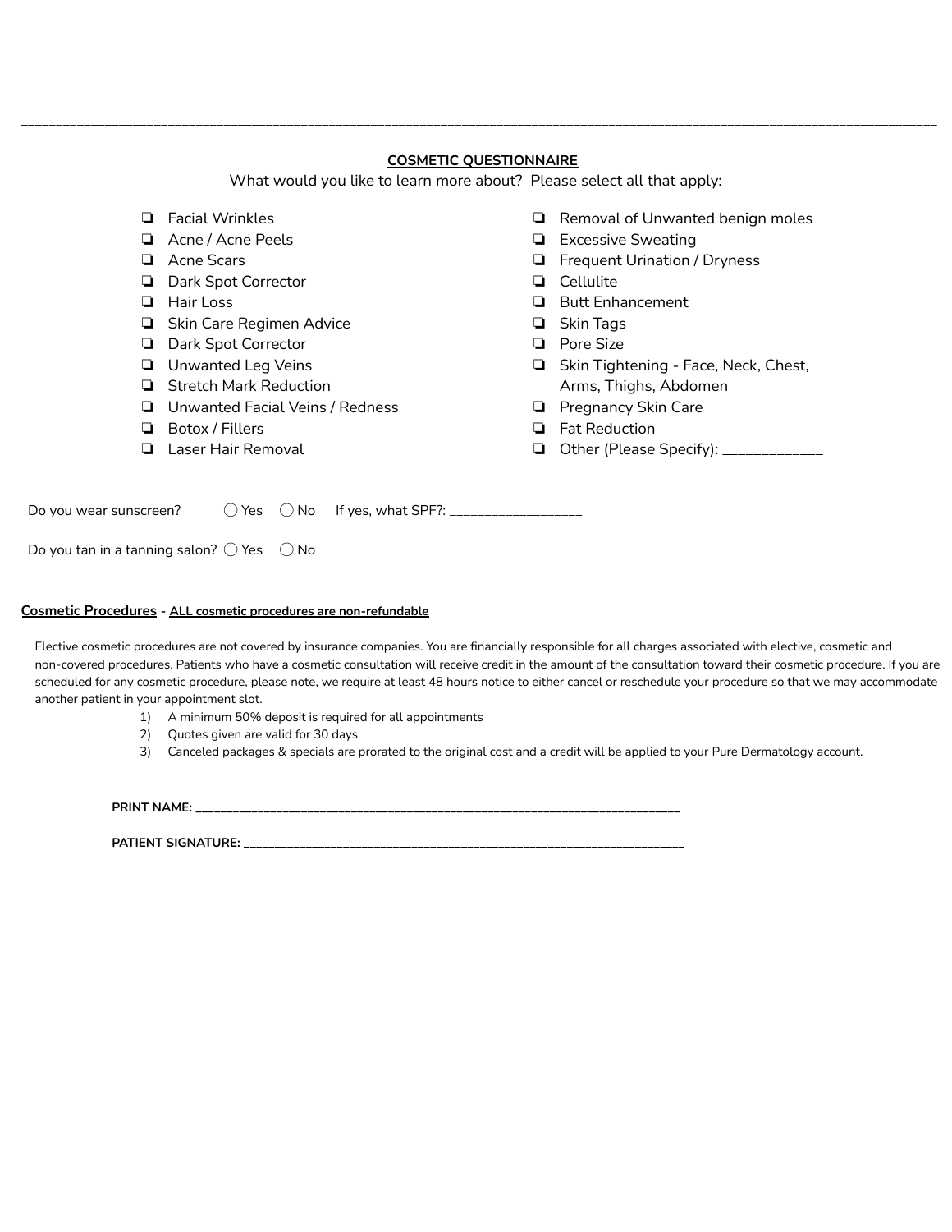## COSMETIC QUESTIONNAIRE

What would you like to learn more about? Please select all that apply:

- ❏ Facial Wrinkles
- ❏ Acne / Acne Peels
- ❏ Acne Scars
- ❏ Dark Spot Corrector
- ❏ Hair Loss
- ❏ Skin Care Regimen Advice
- ❏ Dark Spot Corrector
- ❏ Unwanted Leg Veins
- ❏ Stretch Mark Reduction
- ❏ Unwanted Facial Veins / Redness
- ❏ Botox / Fillers
- ❏ Laser Hair Removal
- ❏ Removal of Unwanted benign moles
- ❏ Excessive Sweating
- ❏ Frequent Urination / Dryness
- ❏ Cellulite
- ❏ Butt Enhancement
- ❏ Skin Tags
- ❏ Pore Size
- ❏ Skin Tightening - Face, Neck, Chest, Arms, Thighs, Abdomen
- ❏ Pregnancy Skin Care
- ❏ Fat Reduction
- ❏ Other (Please Specify): _____________

Do you wear sunscreen? ◯ Yes ◯ No If yes, what SPF?: __________________

Do you tan in a tanning salon? ◯ Yes ◯ No

**Cosmetic Procedures - ALL cosmetic procedures are non-refundable**

Elective cosmetic procedures are not covered by insurance companies. You are financially responsible for all charges associated with elective, cosmetic and non-covered procedures. Patients who have a cosmetic consultation will receive credit in the amount of the consultation toward their cosmetic procedure. If you are scheduled for any cosmetic procedure, please note, we require at least 48 hours notice to either cancel or reschedule your procedure so that we may accommodate another patient in your appointment slot.

1) A minimum 50% deposit is required for all appointments
2) Quotes given are valid for 30 days
3) Canceled packages & specials are prorated to the original cost and a credit will be applied to your Pure Dermatology account.

**PRINT NAME:** ______________________________________________________________________

**PATIENT SIGNATURE:** _________________________________________________________________